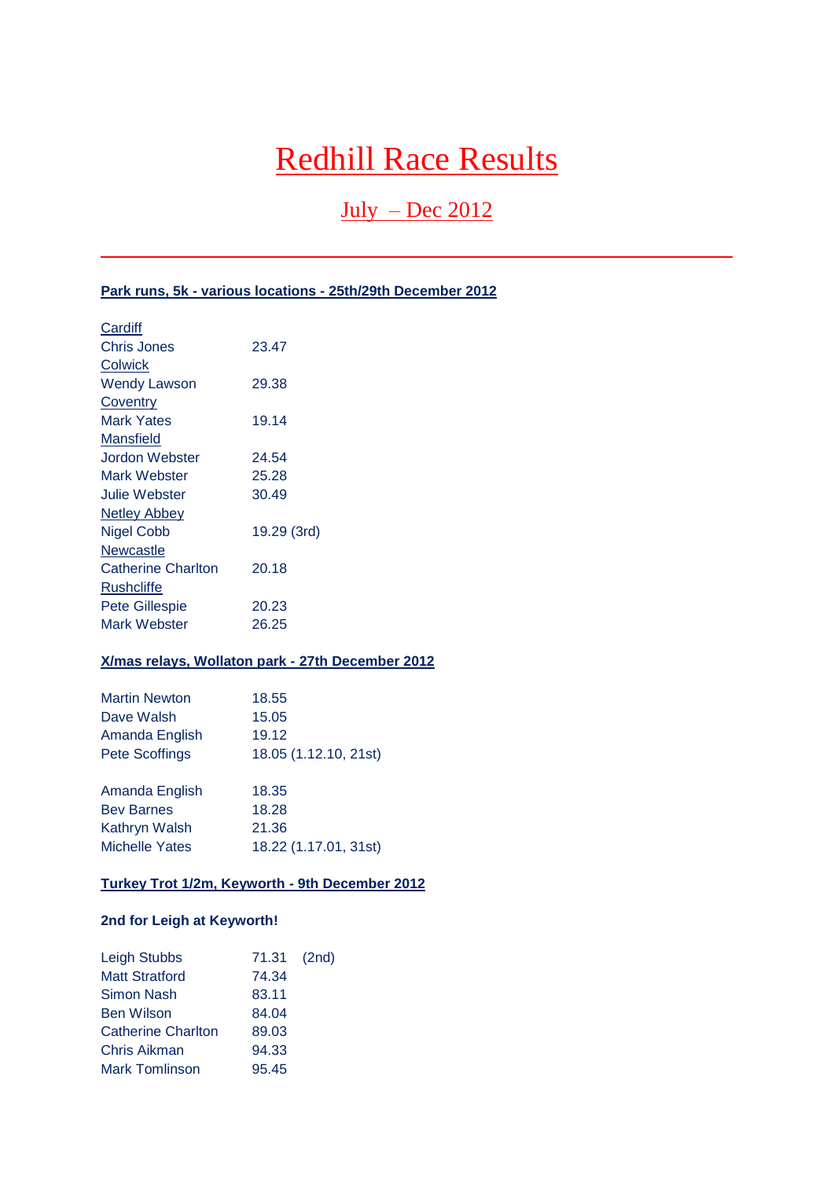# Redhill Race Results

## July – Dec 2012

---

### Park runs, 5k - various locations - 25th/29th December 2012

| | |
|---|---|
| Cardiff | |
| Chris Jones | 23.47 |
| Colwick | |
| Wendy Lawson | 29.38 |
| Coventry | |
| Mark Yates | 19.14 |
| Mansfield | |
| Jordon Webster | 24.54 |
| Mark Webster | 25.28 |
| Julie Webster | 30.49 |
| Netley Abbey | |
| Nigel Cobb | 19.29 (3rd) |
| Newcastle | |
| Catherine Charlton | 20.18 |
| Rushcliffe | |
| Pete Gillespie | 20.23 |
| Mark Webster | 26.25 |

### X/mas relays, Wollaton park - 27th December 2012

| | |
|---|---|
| Martin Newton | 18.55 |
| Dave Walsh | 15.05 |
| Amanda English | 19.12 |
| Pete Scoffings | 18.05 (1.12.10, 21st) |

| | |
|---|---|
| Amanda English | 18.35 |
| Bev Barnes | 18.28 |
| Kathryn Walsh | 21.36 |
| Michelle Yates | 18.22 (1.17.01, 31st) |

### Turkey Trot 1/2m, Keyworth - 9th December 2012

**2nd for Leigh at Keyworth!**

| | | |
|---|---|---|
| Leigh Stubbs | 71.31 | (2nd) |
| Matt Stratford | 74.34 | |
| Simon Nash | 83.11 | |
| Ben Wilson | 84.04 | |
| Catherine Charlton | 89.03 | |
| Chris Aikman | 94.33 | |
| Mark Tomlinson | 95.45 | |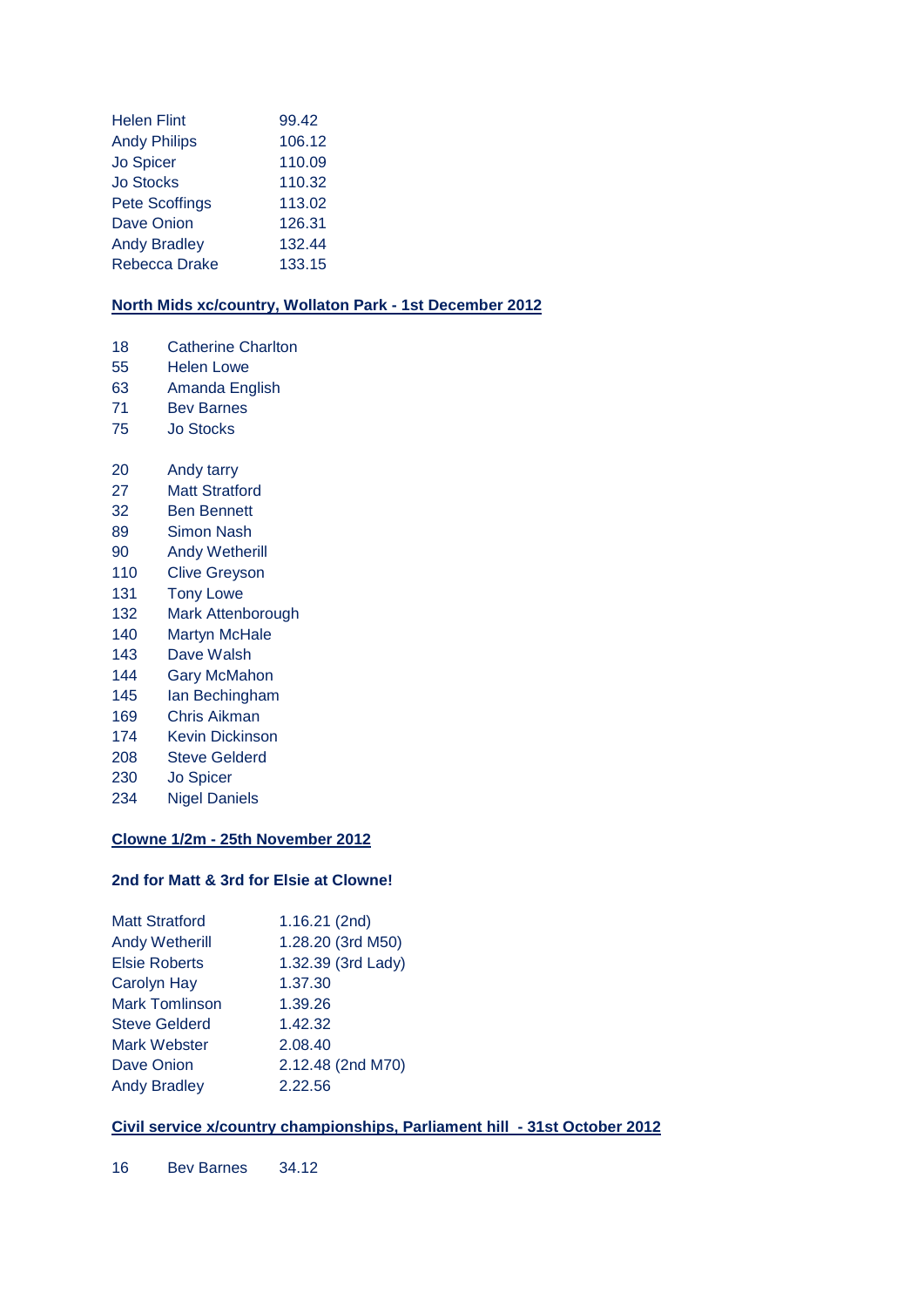| | |
|---|---|
| Helen Flint | 99.42 |
| Andy Philips | 106.12 |
| Jo Spicer | 110.09 |
| Jo Stocks | 110.32 |
| Pete Scoffings | 113.02 |
| Dave Onion | 126.31 |
| Andy Bradley | 132.44 |
| Rebecca Drake | 133.15 |

**North Mids xc/country, Wollaton Park - 1st December 2012**

| | |
|---|---|
| 18 | Catherine Charlton |
| 55 | Helen Lowe |
| 63 | Amanda English |
| 71 | Bev Barnes |
| 75 | Jo Stocks |

| | |
|---|---|
| 20 | Andy tarry |
| 27 | Matt Stratford |
| 32 | Ben Bennett |
| 89 | Simon Nash |
| 90 | Andy Wetherill |
| 110 | Clive Greyson |
| 131 | Tony Lowe |
| 132 | Mark Attenborough |
| 140 | Martyn McHale |
| 143 | Dave Walsh |
| 144 | Gary McMahon |
| 145 | Ian Bechingham |
| 169 | Chris Aikman |
| 174 | Kevin Dickinson |
| 208 | Steve Gelderd |
| 230 | Jo Spicer |
| 234 | Nigel Daniels |

**Clowne 1/2m - 25th November 2012**

**2nd for Matt & 3rd for Elsie at Clowne!**

| | |
|---|---|
| Matt Stratford | 1.16.21 (2nd) |
| Andy Wetherill | 1.28.20 (3rd M50) |
| Elsie Roberts | 1.32.39 (3rd Lady) |
| Carolyn Hay | 1.37.30 |
| Mark Tomlinson | 1.39.26 |
| Steve Gelderd | 1.42.32 |
| Mark Webster | 2.08.40 |
| Dave Onion | 2.12.48 (2nd M70) |
| Andy Bradley | 2.22.56 |

**Civil service x/country championships, Parliament hill - 31st October 2012**

| | | |
|---|---|---|
| 16 | Bev Barnes | 34.12 |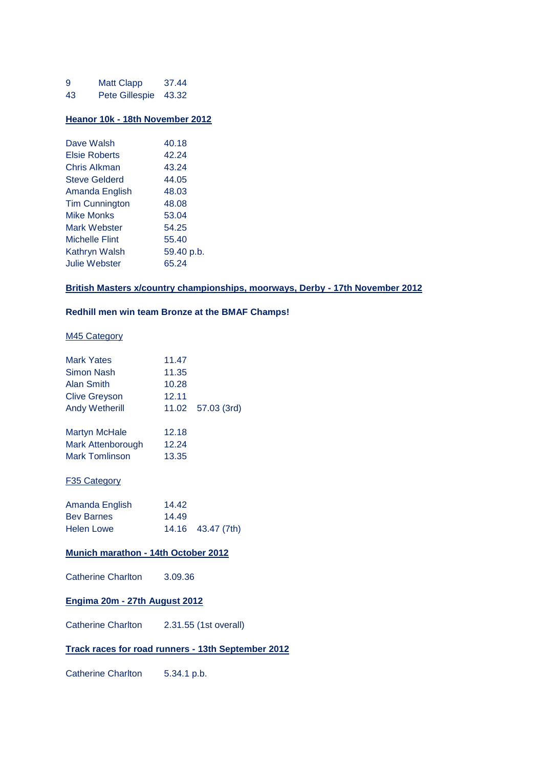| | | |
|---|---|---|
| 9 | Matt Clapp | 37.44 |
| 43 | Pete Gillespie | 43.32 |

## Heanor 10k - 18th November 2012

| | |
|---|---|
| Dave Walsh | 40.18 |
| Elsie Roberts | 42.24 |
| Chris Alkman | 43.24 |
| Steve Gelderd | 44.05 |
| Amanda English | 48.03 |
| Tim Cunnington | 48.08 |
| Mike Monks | 53.04 |
| Mark Webster | 54.25 |
| Michelle Flint | 55.40 |
| Kathryn Walsh | 59.40 p.b. |
| Julie Webster | 65.24 |

## British Masters x/country championships, moorways, Derby - 17th November 2012

**Redhill men win team Bronze at the BMAF Champs!**

M45 Category

| | | |
|---|---|---|
| Mark Yates | 11.47 | |
| Simon Nash | 11.35 | |
| Alan Smith | 10.28 | |
| Clive Greyson | 12.11 | |
| Andy Wetherill | 11.02 | 57.03 (3rd) |
| | | |
| Martyn McHale | 12.18 | |
| Mark Attenborough | 12.24 | |
| Mark Tomlinson | 13.35 | |

F35 Category

| | | |
|---|---|---|
| Amanda English | 14.42 | |
| Bev Barnes | 14.49 | |
| Helen Lowe | 14.16 | 43.47 (7th) |

## Munich marathon - 14th October 2012

Catherine Charlton 3.09.36

## Engima 20m - 27th August 2012

Catherine Charlton 2.31.55 (1st overall)

## Track races for road runners - 13th September 2012

Catherine Charlton 5.34.1 p.b.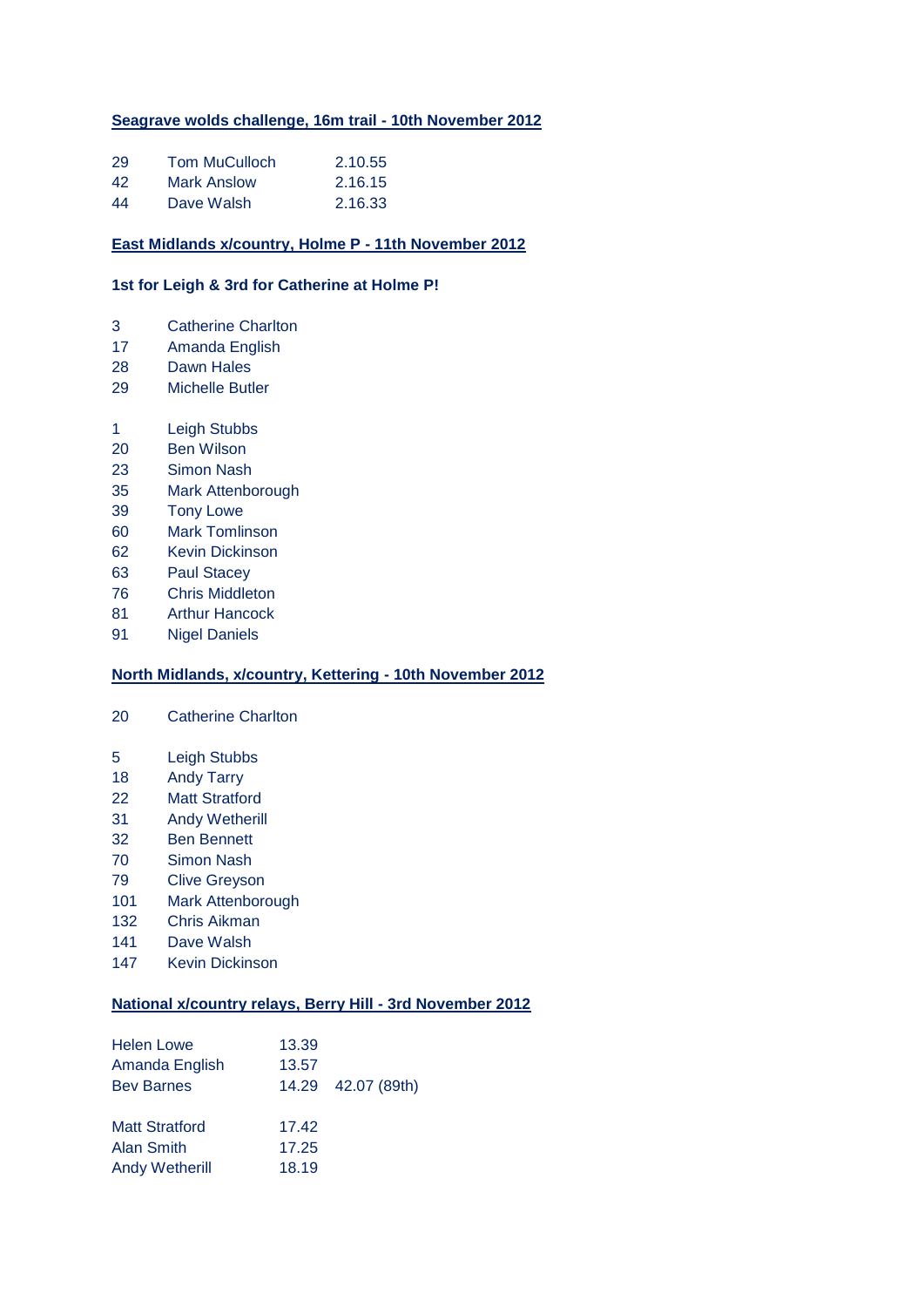### Seagrave wolds challenge, 16m trail - 10th November 2012

| | | |
|---|---|---|
| 29 | Tom MuCulloch | 2.10.55 |
| 42 | Mark Anslow | 2.16.15 |
| 44 | Dave Walsh | 2.16.33 |

### East Midlands x/country, Holme P - 11th November 2012

**1st for Leigh & 3rd for Catherine at Holme P!**

| | |
|---|---|
| 3 | Catherine Charlton |
| 17 | Amanda English |
| 28 | Dawn Hales |
| 29 | Michelle Butler |

| | |
|---|---|
| 1 | Leigh Stubbs |
| 20 | Ben Wilson |
| 23 | Simon Nash |
| 35 | Mark Attenborough |
| 39 | Tony Lowe |
| 60 | Mark Tomlinson |
| 62 | Kevin Dickinson |
| 63 | Paul Stacey |
| 76 | Chris Middleton |
| 81 | Arthur Hancock |
| 91 | Nigel Daniels |

### North Midlands, x/country, Kettering - 10th November 2012

| | |
|---|---|
| 20 | Catherine Charlton |

| | |
|---|---|
| 5 | Leigh Stubbs |
| 18 | Andy Tarry |
| 22 | Matt Stratford |
| 31 | Andy Wetherill |
| 32 | Ben Bennett |
| 70 | Simon Nash |
| 79 | Clive Greyson |
| 101 | Mark Attenborough |
| 132 | Chris Aikman |
| 141 | Dave Walsh |
| 147 | Kevin Dickinson |

### National x/country relays, Berry Hill - 3rd November 2012

| | | |
|---|---|---|
| Helen Lowe | 13.39 | |
| Amanda English | 13.57 | |
| Bev Barnes | 14.29 | 42.07 (89th) |

| | |
|---|---|
| Matt Stratford | 17.42 |
| Alan Smith | 17.25 |
| Andy Wetherill | 18.19 |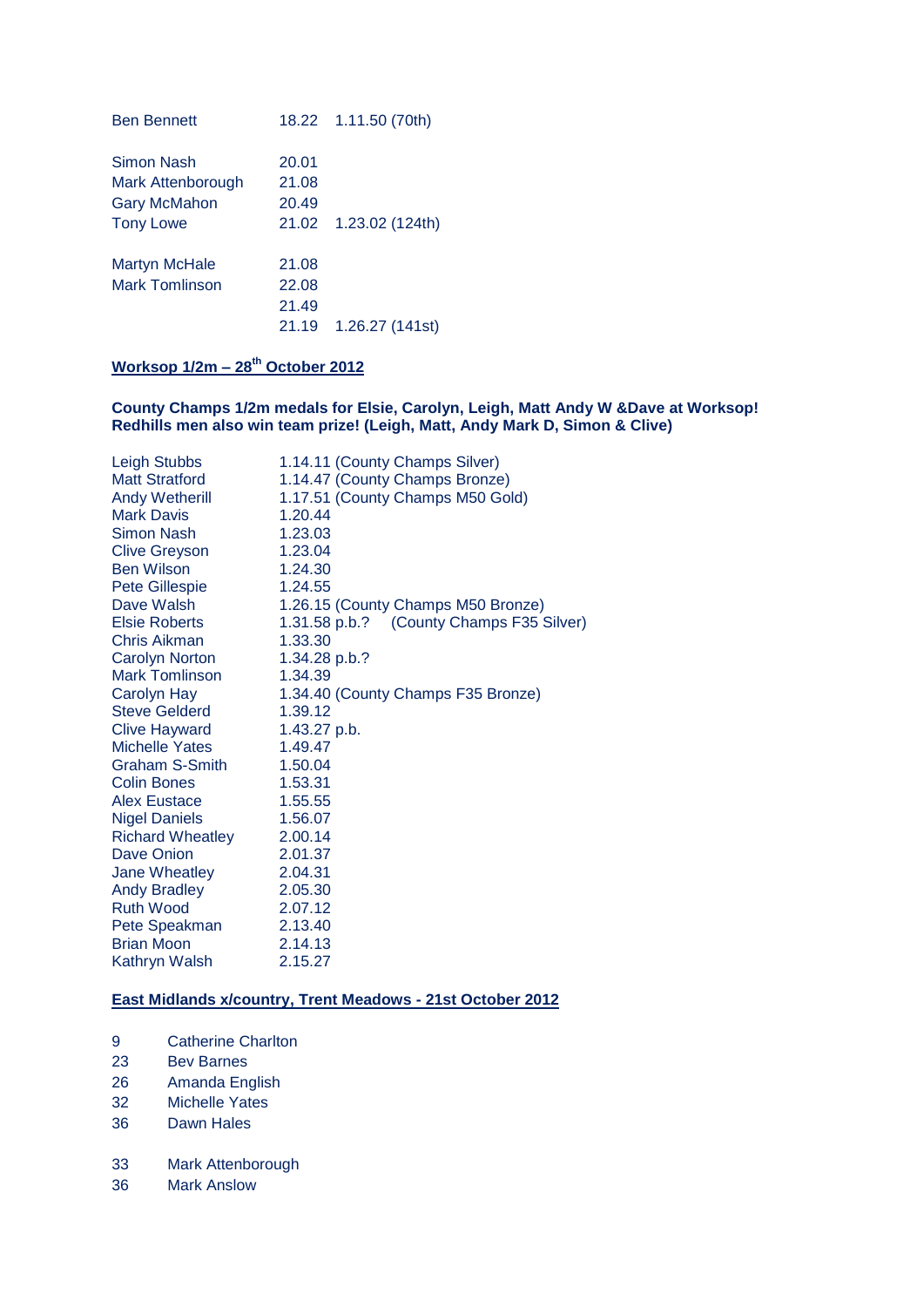| | | |
|---|---|---|
| Ben Bennett | 18.22 | 1.11.50 (70th) |
| | | |
| Simon Nash | 20.01 | |
| Mark Attenborough | 21.08 | |
| Gary McMahon | 20.49 | |
| Tony Lowe | 21.02 | 1.23.02 (124th) |
| | | |
| Martyn McHale | 21.08 | |
| Mark Tomlinson | 22.08 | |
| | 21.49 | |
| | 21.19 | 1.26.27 (141st) |

## Worksop 1/2m – 28th October 2012

**County Champs 1/2m medals for Elsie, Carolyn, Leigh, Matt Andy W &Dave at Worksop! Redhills men also win team prize! (Leigh, Matt, Andy Mark D, Simon & Clive)**

| | |
|---|---|
| Leigh Stubbs | 1.14.11 (County Champs Silver) |
| Matt Stratford | 1.14.47 (County Champs Bronze) |
| Andy Wetherill | 1.17.51 (County Champs M50 Gold) |
| Mark Davis | 1.20.44 |
| Simon Nash | 1.23.03 |
| Clive Greyson | 1.23.04 |
| Ben Wilson | 1.24.30 |
| Pete Gillespie | 1.24.55 |
| Dave Walsh | 1.26.15 (County Champs M50 Bronze) |
| Elsie Roberts | 1.31.58 p.b.? (County Champs F35 Silver) |
| Chris Aikman | 1.33.30 |
| Carolyn Norton | 1.34.28 p.b.? |
| Mark Tomlinson | 1.34.39 |
| Carolyn Hay | 1.34.40 (County Champs F35 Bronze) |
| Steve Gelderd | 1.39.12 |
| Clive Hayward | 1.43.27 p.b. |
| Michelle Yates | 1.49.47 |
| Graham S-Smith | 1.50.04 |
| Colin Bones | 1.53.31 |
| Alex Eustace | 1.55.55 |
| Nigel Daniels | 1.56.07 |
| Richard Wheatley | 2.00.14 |
| Dave Onion | 2.01.37 |
| Jane Wheatley | 2.04.31 |
| Andy Bradley | 2.05.30 |
| Ruth Wood | 2.07.12 |
| Pete Speakman | 2.13.40 |
| Brian Moon | 2.14.13 |
| Kathryn Walsh | 2.15.27 |

## East Midlands x/country, Trent Meadows - 21st October 2012

| | |
|---|---|
| 9 | Catherine Charlton |
| 23 | Bev Barnes |
| 26 | Amanda English |
| 32 | Michelle Yates |
| 36 | Dawn Hales |
| | |
| 33 | Mark Attenborough |
| 36 | Mark Anslow |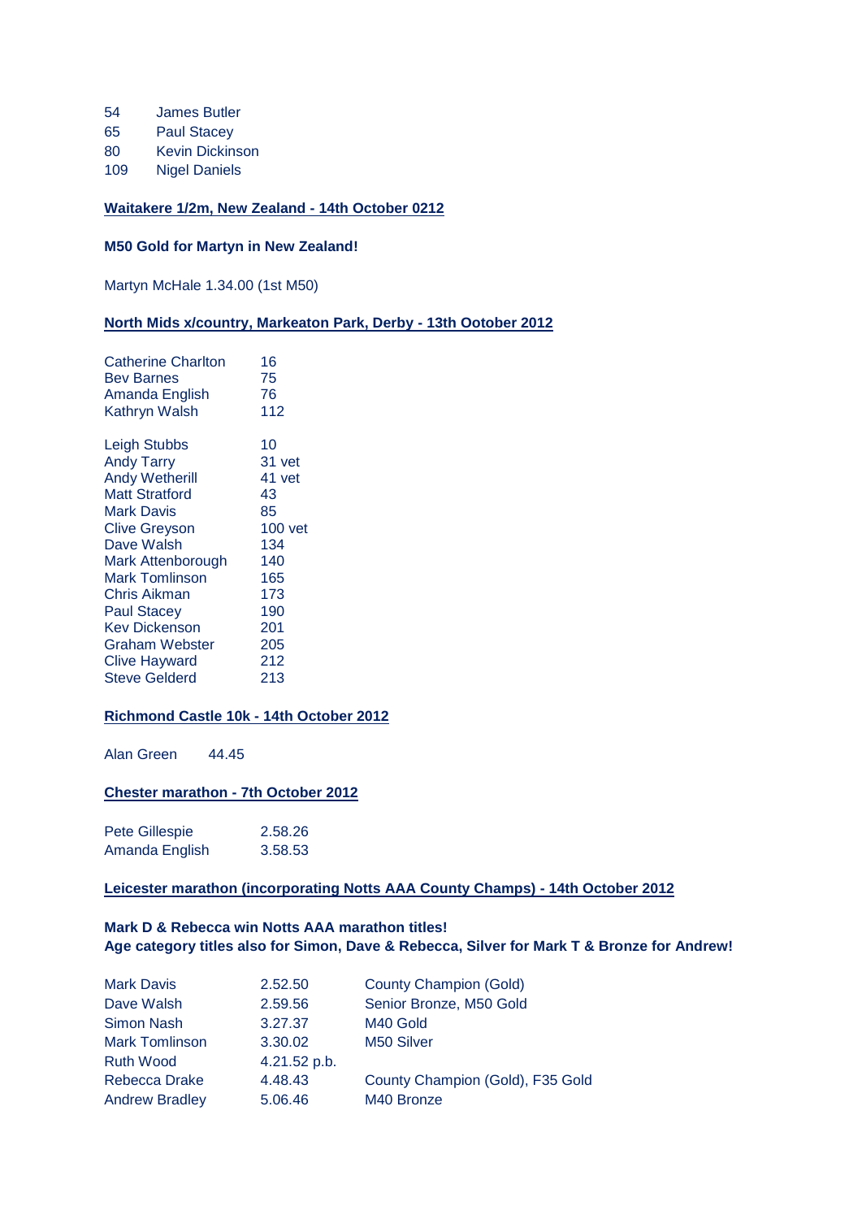| | |
|---|---|
| 54 | James Butler |
| 65 | Paul Stacey |
| 80 | Kevin Dickinson |
| 109 | Nigel Daniels |

**Waitakere 1/2m, New Zealand - 14th October 0212**

**M50 Gold for Martyn in New Zealand!**

Martyn McHale 1.34.00 (1st M50)

**North Mids x/country, Markeaton Park, Derby - 13th Ootober 2012**

| | |
|---|---|
| Catherine Charlton | 16 |
| Bev Barnes | 75 |
| Amanda English | 76 |
| Kathryn Walsh | 112 |

| | |
|---|---|
| Leigh Stubbs | 10 |
| Andy Tarry | 31 vet |
| Andy Wetherill | 41 vet |
| Matt Stratford | 43 |
| Mark Davis | 85 |
| Clive Greyson | 100 vet |
| Dave Walsh | 134 |
| Mark Attenborough | 140 |
| Mark Tomlinson | 165 |
| Chris Aikman | 173 |
| Paul Stacey | 190 |
| Kev Dickenson | 201 |
| Graham Webster | 205 |
| Clive Hayward | 212 |
| Steve Gelderd | 213 |

**Richmond Castle 10k - 14th October 2012**

Alan Green 44.45

**Chester marathon - 7th October 2012**

| | |
|---|---|
| Pete Gillespie | 2.58.26 |
| Amanda English | 3.58.53 |

**Leicester marathon (incorporating Notts AAA County Champs) - 14th October 2012**

**Mark D & Rebecca win Notts AAA marathon titles!**
**Age category titles also for Simon, Dave & Rebecca, Silver for Mark T & Bronze for Andrew!**

| | | |
|---|---|---|
| Mark Davis | 2.52.50 | County Champion (Gold) |
| Dave Walsh | 2.59.56 | Senior Bronze, M50 Gold |
| Simon Nash | 3.27.37 | M40 Gold |
| Mark Tomlinson | 3.30.02 | M50 Silver |
| Ruth Wood | 4.21.52 p.b. | |
| Rebecca Drake | 4.48.43 | County Champion (Gold), F35 Gold |
| Andrew Bradley | 5.06.46 | M40 Bronze |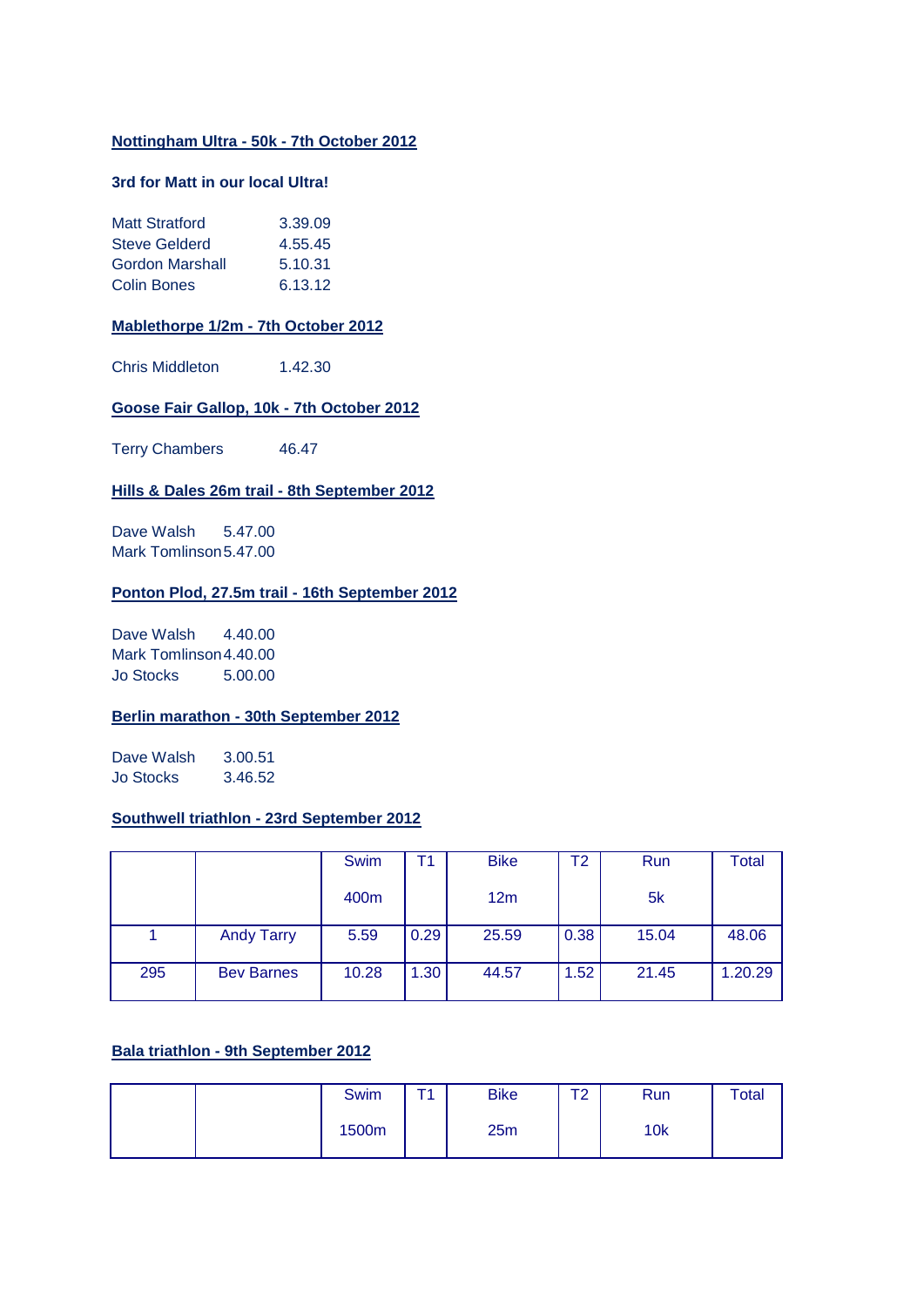**Nottingham Ultra - 50k - 7th October 2012**

**3rd for Matt in our local Ultra!**

| | |
|---|---|
| Matt Stratford | 3.39.09 |
| Steve Gelderd | 4.55.45 |
| Gordon Marshall | 5.10.31 |
| Colin Bones | 6.13.12 |

**Mablethorpe 1/2m - 7th October 2012**

Chris Middleton 1.42.30

**Goose Fair Gallop, 10k - 7th October 2012**

Terry Chambers 46.47

**Hills & Dales 26m trail - 8th September 2012**

| | |
|---|---|
| Dave Walsh | 5.47.00 |
| Mark Tomlinson | 5.47.00 |

**Ponton Plod, 27.5m trail - 16th September 2012**

| | |
|---|---|
| Dave Walsh | 4.40.00 |
| Mark Tomlinson | 4.40.00 |
| Jo Stocks | 5.00.00 |

**Berlin marathon - 30th September 2012**

| | |
|---|---|
| Dave Walsh | 3.00.51 |
| Jo Stocks | 3.46.52 |

**Southwell triathlon - 23rd September 2012**

| | | Swim 400m | T1 | Bike 12m | T2 | Run 5k | Total |
|---|---|---|---|---|---|---|---|
| 1 | Andy Tarry | 5.59 | 0.29 | 25.59 | 0.38 | 15.04 | 48.06 |
| 295 | Bev Barnes | 10.28 | 1.30 | 44.57 | 1.52 | 21.45 | 1.20.29 |

**Bala triathlon - 9th September 2012**

| | | Swim 1500m | T1 | Bike 25m | T2 | Run 10k | Total |
|---|---|---|---|---|---|---|---|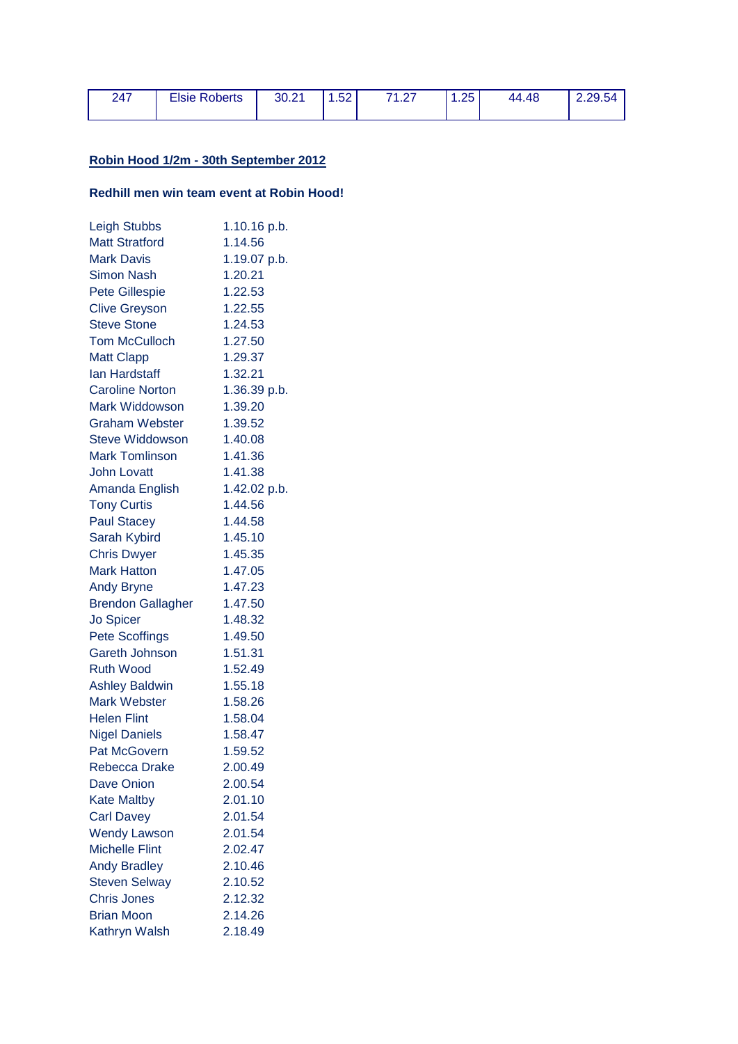| 247 | Elsie Roberts | 30.21 | 1.52 | 71.27 | 1.25 | 44.48 | 2.29.54 |
|---|---|---|---|---|---|---|---|

**Robin Hood 1/2m - 30th September 2012**

**Redhill men win team event at Robin Hood!**

| | |
|---|---|
| Leigh Stubbs | 1.10.16 p.b. |
| Matt Stratford | 1.14.56 |
| Mark Davis | 1.19.07 p.b. |
| Simon Nash | 1.20.21 |
| Pete Gillespie | 1.22.53 |
| Clive Greyson | 1.22.55 |
| Steve Stone | 1.24.53 |
| Tom McCulloch | 1.27.50 |
| Matt Clapp | 1.29.37 |
| Ian Hardstaff | 1.32.21 |
| Caroline Norton | 1.36.39 p.b. |
| Mark Widdowson | 1.39.20 |
| Graham Webster | 1.39.52 |
| Steve Widdowson | 1.40.08 |
| Mark Tomlinson | 1.41.36 |
| John Lovatt | 1.41.38 |
| Amanda English | 1.42.02 p.b. |
| Tony Curtis | 1.44.56 |
| Paul Stacey | 1.44.58 |
| Sarah Kybird | 1.45.10 |
| Chris Dwyer | 1.45.35 |
| Mark Hatton | 1.47.05 |
| Andy Bryne | 1.47.23 |
| Brendon Gallagher | 1.47.50 |
| Jo Spicer | 1.48.32 |
| Pete Scoffings | 1.49.50 |
| Gareth Johnson | 1.51.31 |
| Ruth Wood | 1.52.49 |
| Ashley Baldwin | 1.55.18 |
| Mark Webster | 1.58.26 |
| Helen Flint | 1.58.04 |
| Nigel Daniels | 1.58.47 |
| Pat McGovern | 1.59.52 |
| Rebecca Drake | 2.00.49 |
| Dave Onion | 2.00.54 |
| Kate Maltby | 2.01.10 |
| Carl Davey | 2.01.54 |
| Wendy Lawson | 2.01.54 |
| Michelle Flint | 2.02.47 |
| Andy Bradley | 2.10.46 |
| Steven Selway | 2.10.52 |
| Chris Jones | 2.12.32 |
| Brian Moon | 2.14.26 |
| Kathryn Walsh | 2.18.49 |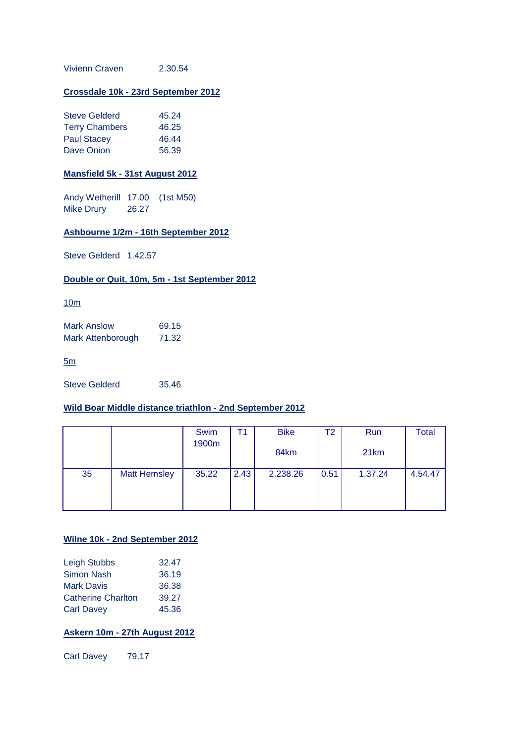Vivienn Craven 2.30.54

**Crossdale 10k - 23rd September 2012**

Steve Gelderd 45.24
Terry Chambers 46.25
Paul Stacey 46.44
Dave Onion 56.39

**Mansfield 5k - 31st August 2012**

Andy Wetherill 17.00 (1st M50)
Mike Drury 26.27

**Ashbourne 1/2m - 16th September 2012**

Steve Gelderd 1.42.57

**Double or Quit, 10m, 5m - 1st September 2012**

10m

Mark Anslow 69.15
Mark Attenborough 71.32

5m

Steve Gelderd 35.46

**Wild Boar Middle distance triathlon - 2nd September 2012**

| | | Swim 1900m | T1 | Bike 84km | T2 | Run 21km | Total |
|---|---|---|---|---|---|---|---|
| 35 | Matt Hemsley | 35.22 | 2.43 | 2.238.26 | 0.51 | 1.37.24 | 4.54.47 |

**Wilne 10k - 2nd September 2012**

Leigh Stubbs 32.47
Simon Nash 36.19
Mark Davis 36.38
Catherine Charlton 39.27
Carl Davey 45.36

**Askern 10m - 27th August 2012**

Carl Davey 79.17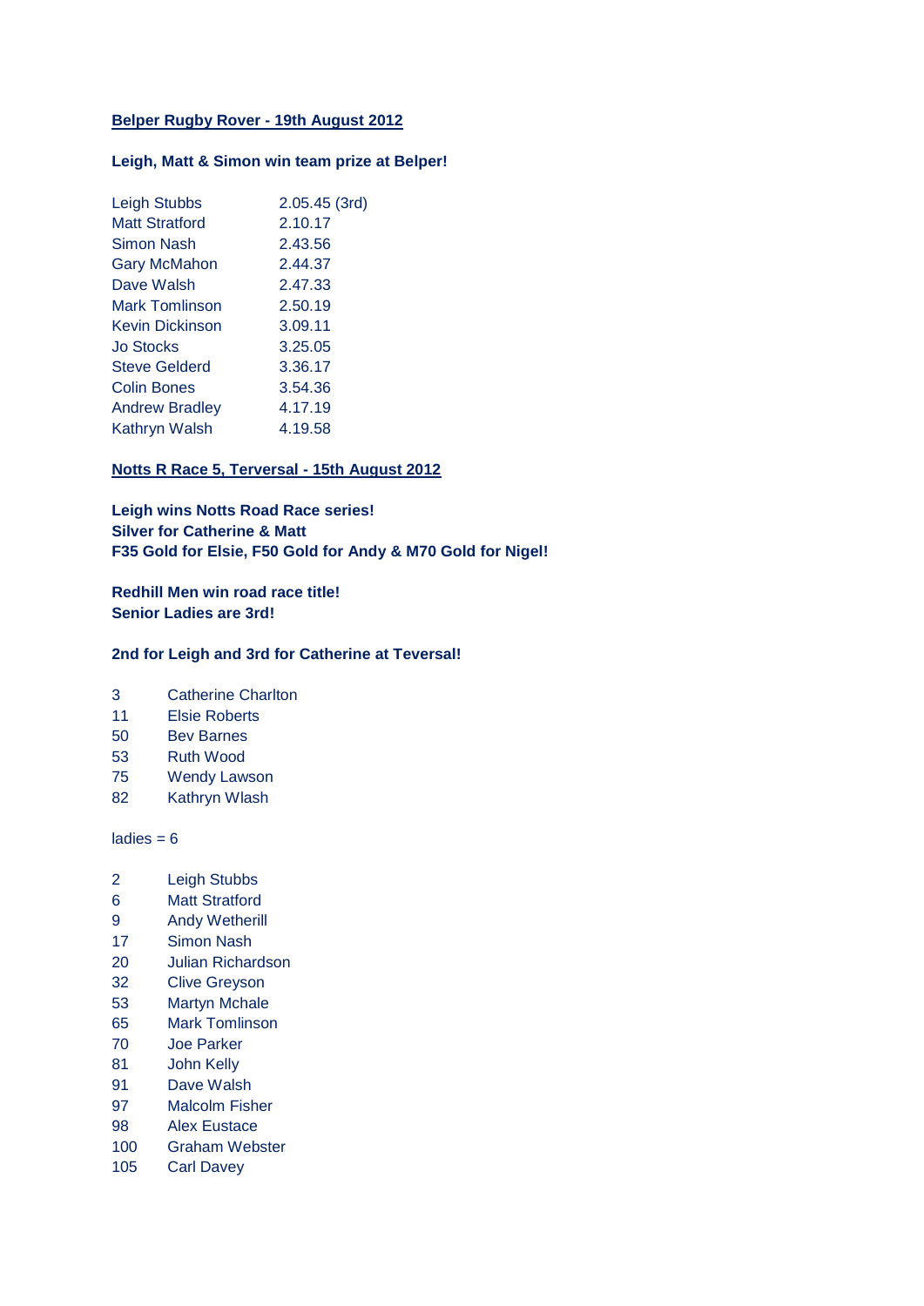## Belper Rugby Rover - 19th August 2012

**Leigh, Matt & Simon win team prize at Belper!**

| | |
|---|---|
| Leigh Stubbs | 2.05.45 (3rd) |
| Matt Stratford | 2.10.17 |
| Simon Nash | 2.43.56 |
| Gary McMahon | 2.44.37 |
| Dave Walsh | 2.47.33 |
| Mark Tomlinson | 2.50.19 |
| Kevin Dickinson | 3.09.11 |
| Jo Stocks | 3.25.05 |
| Steve Gelderd | 3.36.17 |
| Colin Bones | 3.54.36 |
| Andrew Bradley | 4.17.19 |
| Kathryn Walsh | 4.19.58 |

## Notts R Race 5, Terversal - 15th August 2012

**Leigh wins Notts Road Race series!**
**Silver for Catherine & Matt**
**F35 Gold for Elsie, F50 Gold for Andy & M70 Gold for Nigel!**

**Redhill Men win road race title!**
**Senior Ladies are 3rd!**

**2nd for Leigh and 3rd for Catherine at Teversal!**

| | |
|---|---|
| 3 | Catherine Charlton |
| 11 | Elsie Roberts |
| 50 | Bev Barnes |
| 53 | Ruth Wood |
| 75 | Wendy Lawson |
| 82 | Kathryn Wlash |

ladies = 6

| | |
|---|---|
| 2 | Leigh Stubbs |
| 6 | Matt Stratford |
| 9 | Andy Wetherill |
| 17 | Simon Nash |
| 20 | Julian Richardson |
| 32 | Clive Greyson |
| 53 | Martyn Mchale |
| 65 | Mark Tomlinson |
| 70 | Joe Parker |
| 81 | John Kelly |
| 91 | Dave Walsh |
| 97 | Malcolm Fisher |
| 98 | Alex Eustace |
| 100 | Graham Webster |
| 105 | Carl Davey |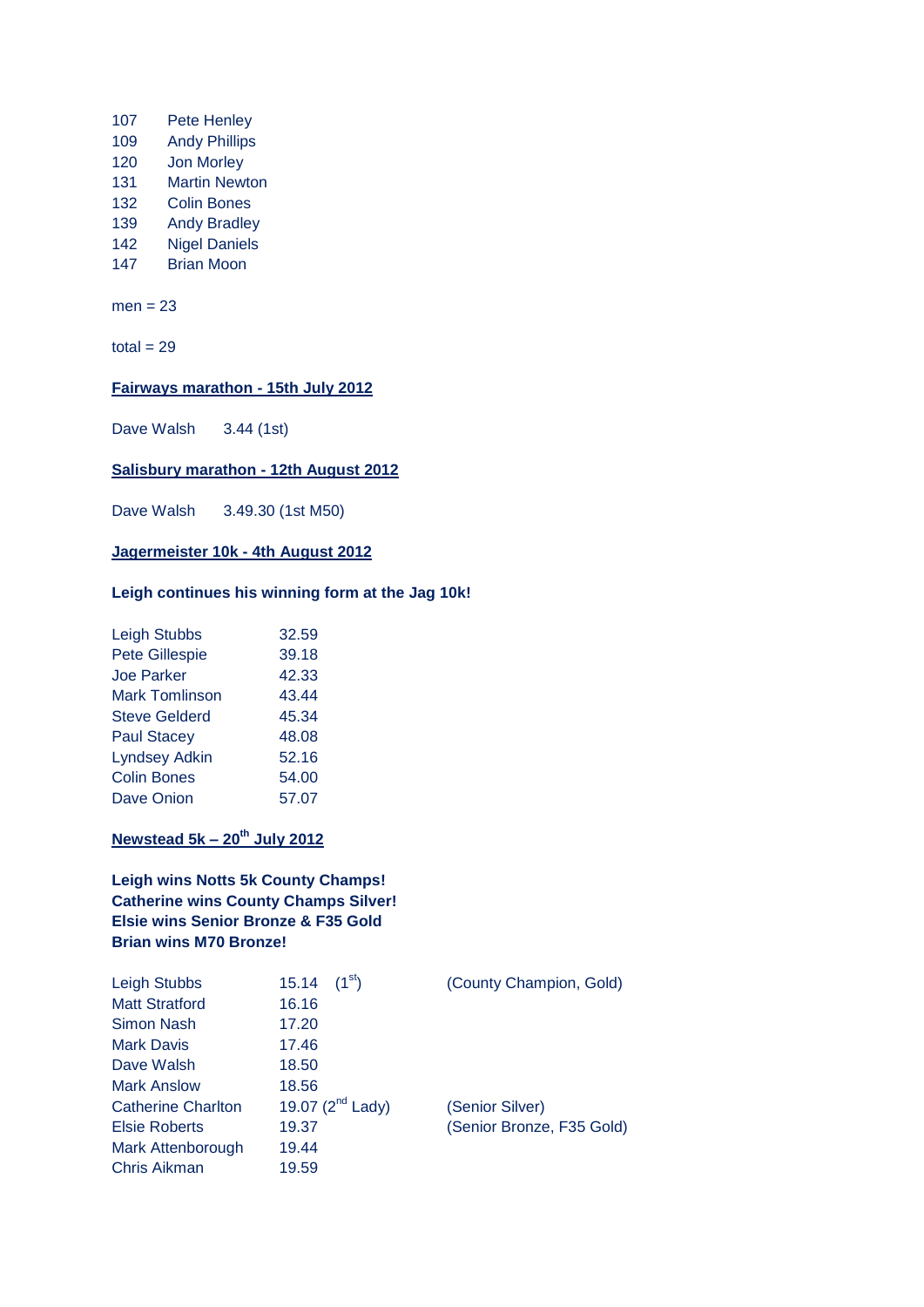| | |
|---|---|
| 107 | Pete Henley |
| 109 | Andy Phillips |
| 120 | Jon Morley |
| 131 | Martin Newton |
| 132 | Colin Bones |
| 139 | Andy Bradley |
| 142 | Nigel Daniels |
| 147 | Brian Moon |

men = 23

total = 29

**Fairways marathon - 15th July 2012**

Dave Walsh 3.44 (1st)

**Salisbury marathon - 12th August 2012**

Dave Walsh 3.49.30 (1st M50)

**Jagermeister 10k - 4th August 2012**

**Leigh continues his winning form at the Jag 10k!**

| | |
|---|---|
| Leigh Stubbs | 32.59 |
| Pete Gillespie | 39.18 |
| Joe Parker | 42.33 |
| Mark Tomlinson | 43.44 |
| Steve Gelderd | 45.34 |
| Paul Stacey | 48.08 |
| Lyndsey Adkin | 52.16 |
| Colin Bones | 54.00 |
| Dave Onion | 57.07 |

**Newstead 5k – 20th July 2012**

**Leigh wins Notts 5k County Champs!**
**Catherine wins County Champs Silver!**
**Elsie wins Senior Bronze & F35 Gold**
**Brian wins M70 Bronze!**

| | | |
|---|---|---|
| Leigh Stubbs | 15.14 (1st) | (County Champion, Gold) |
| Matt Stratford | 16.16 | |
| Simon Nash | 17.20 | |
| Mark Davis | 17.46 | |
| Dave Walsh | 18.50 | |
| Mark Anslow | 18.56 | |
| Catherine Charlton | 19.07 (2nd Lady) | (Senior Silver) |
| Elsie Roberts | 19.37 | (Senior Bronze, F35 Gold) |
| Mark Attenborough | 19.44 | |
| Chris Aikman | 19.59 | |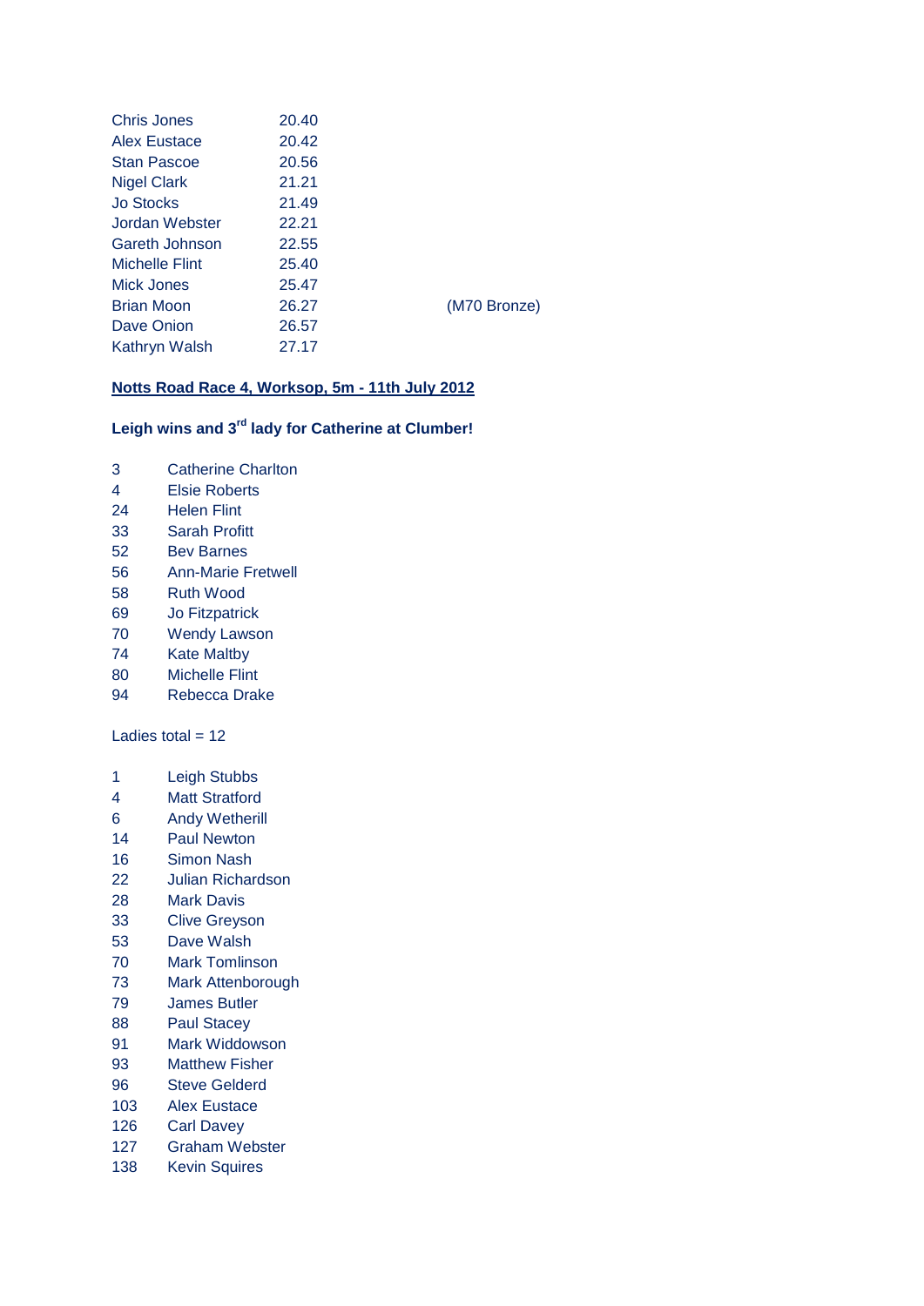| | | |
|---|---|---|
| Chris Jones | 20.40 | |
| Alex Eustace | 20.42 | |
| Stan Pascoe | 20.56 | |
| Nigel Clark | 21.21 | |
| Jo Stocks | 21.49 | |
| Jordan Webster | 22.21 | |
| Gareth Johnson | 22.55 | |
| Michelle Flint | 25.40 | |
| Mick Jones | 25.47 | |
| Brian Moon | 26.27 | (M70 Bronze) |
| Dave Onion | 26.57 | |
| Kathryn Walsh | 27.17 | |

**Notts Road Race 4, Worksop, 5m - 11th July 2012**

**Leigh wins and 3rd lady for Catherine at Clumber!**

| | |
|---|---|
| 3 | Catherine Charlton |
| 4 | Elsie Roberts |
| 24 | Helen Flint |
| 33 | Sarah Profitt |
| 52 | Bev Barnes |
| 56 | Ann-Marie Fretwell |
| 58 | Ruth Wood |
| 69 | Jo Fitzpatrick |
| 70 | Wendy Lawson |
| 74 | Kate Maltby |
| 80 | Michelle Flint |
| 94 | Rebecca Drake |

Ladies total = 12

| | |
|---|---|
| 1 | Leigh Stubbs |
| 4 | Matt Stratford |
| 6 | Andy Wetherill |
| 14 | Paul Newton |
| 16 | Simon Nash |
| 22 | Julian Richardson |
| 28 | Mark Davis |
| 33 | Clive Greyson |
| 53 | Dave Walsh |
| 70 | Mark Tomlinson |
| 73 | Mark Attenborough |
| 79 | James Butler |
| 88 | Paul Stacey |
| 91 | Mark Widdowson |
| 93 | Matthew Fisher |
| 96 | Steve Gelderd |
| 103 | Alex Eustace |
| 126 | Carl Davey |
| 127 | Graham Webster |
| 138 | Kevin Squires |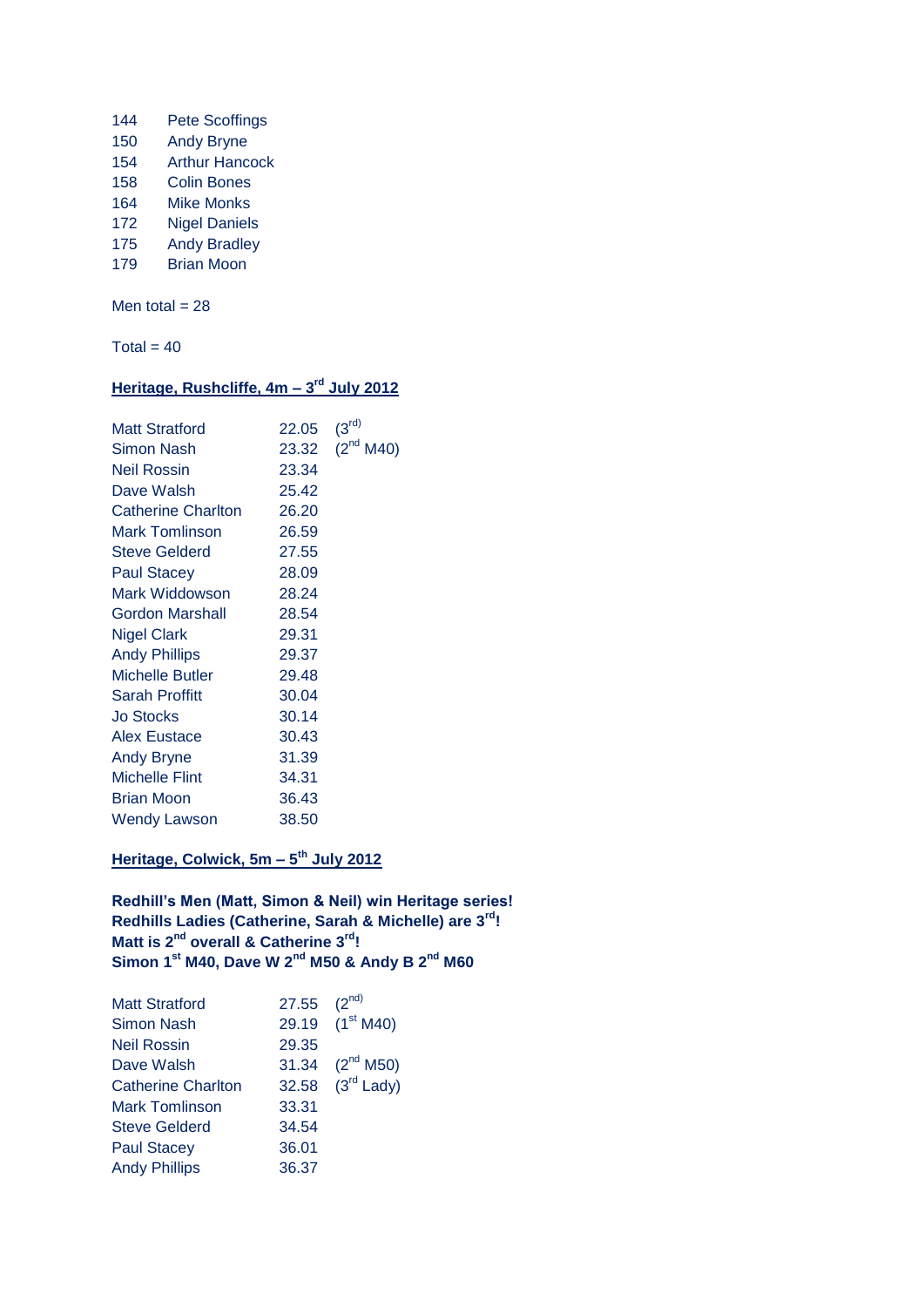| | |
|---|---|
| 144 | Pete Scoffings |
| 150 | Andy Bryne |
| 154 | Arthur Hancock |
| 158 | Colin Bones |
| 164 | Mike Monks |
| 172 | Nigel Daniels |
| 175 | Andy Bradley |
| 179 | Brian Moon |

Men total = 28

Total = 40

## Heritage, Rushcliffe, 4m – 3rd July 2012

| | | |
|---|---|---|
| Matt Stratford | 22.05 | (3rd) |
| Simon Nash | 23.32 | (2nd M40) |
| Neil Rossin | 23.34 | |
| Dave Walsh | 25.42 | |
| Catherine Charlton | 26.20 | |
| Mark Tomlinson | 26.59 | |
| Steve Gelderd | 27.55 | |
| Paul Stacey | 28.09 | |
| Mark Widdowson | 28.24 | |
| Gordon Marshall | 28.54 | |
| Nigel Clark | 29.31 | |
| Andy Phillips | 29.37 | |
| Michelle Butler | 29.48 | |
| Sarah Proffitt | 30.04 | |
| Jo Stocks | 30.14 | |
| Alex Eustace | 30.43 | |
| Andy Bryne | 31.39 | |
| Michelle Flint | 34.31 | |
| Brian Moon | 36.43 | |
| Wendy Lawson | 38.50 | |

## Heritage, Colwick, 5m – 5th July 2012

**Redhill's Men (Matt, Simon & Neil) win Heritage series!**
**Redhills Ladies (Catherine, Sarah & Michelle) are 3rd!**
**Matt is 2nd overall & Catherine 3rd!**
**Simon 1st M40, Dave W 2nd M50 & Andy B 2nd M60**

| | | |
|---|---|---|
| Matt Stratford | 27.55 | (2nd) |
| Simon Nash | 29.19 | (1st M40) |
| Neil Rossin | 29.35 | |
| Dave Walsh | 31.34 | (2nd M50) |
| Catherine Charlton | 32.58 | (3rd Lady) |
| Mark Tomlinson | 33.31 | |
| Steve Gelderd | 34.54 | |
| Paul Stacey | 36.01 | |
| Andy Phillips | 36.37 | |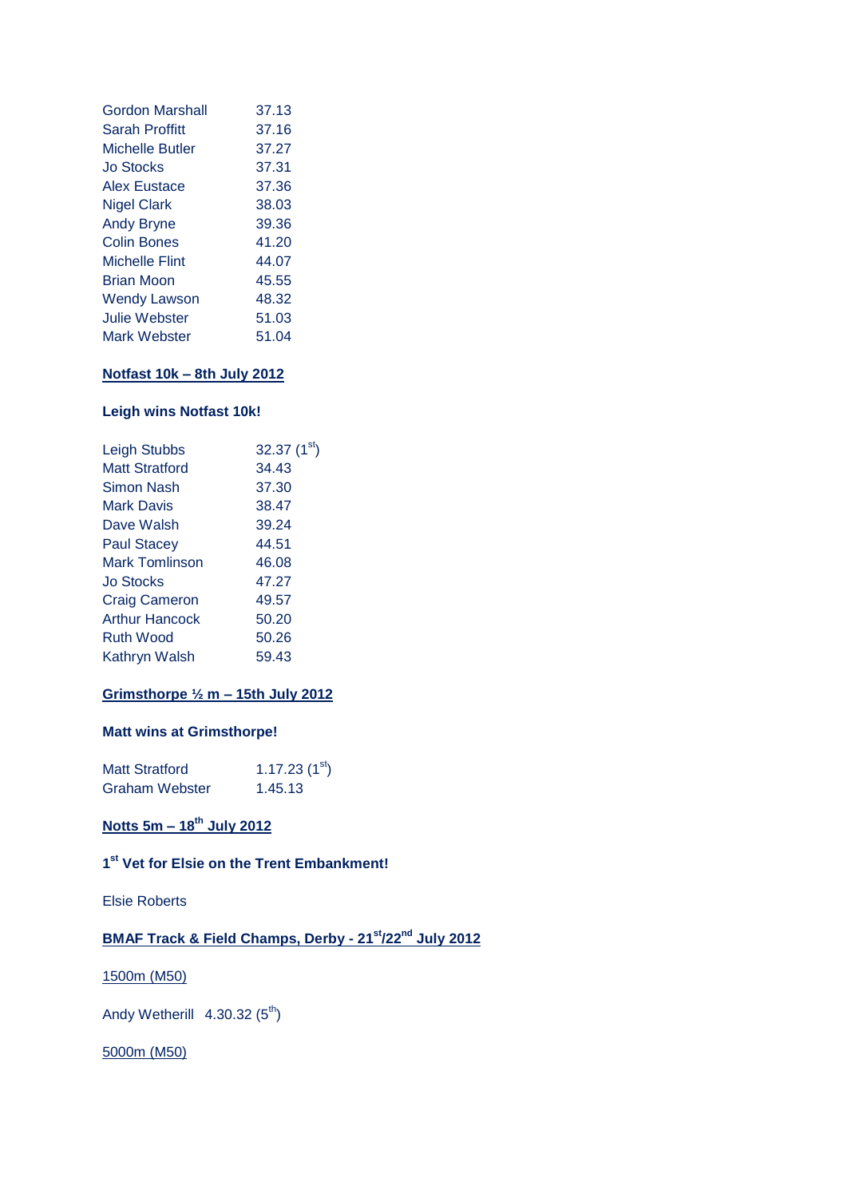| | |
|---|---|
| Gordon Marshall | 37.13 |
| Sarah Proffitt | 37.16 |
| Michelle Butler | 37.27 |
| Jo Stocks | 37.31 |
| Alex Eustace | 37.36 |
| Nigel Clark | 38.03 |
| Andy Bryne | 39.36 |
| Colin Bones | 41.20 |
| Michelle Flint | 44.07 |
| Brian Moon | 45.55 |
| Wendy Lawson | 48.32 |
| Julie Webster | 51.03 |
| Mark Webster | 51.04 |

**Notfast 10k – 8th July 2012**

**Leigh wins Notfast 10k!**

| | |
|---|---|
| Leigh Stubbs | 32.37 (1st) |
| Matt Stratford | 34.43 |
| Simon Nash | 37.30 |
| Mark Davis | 38.47 |
| Dave Walsh | 39.24 |
| Paul Stacey | 44.51 |
| Mark Tomlinson | 46.08 |
| Jo Stocks | 47.27 |
| Craig Cameron | 49.57 |
| Arthur Hancock | 50.20 |
| Ruth Wood | 50.26 |
| Kathryn Walsh | 59.43 |

**Grimsthorpe ½ m – 15th July 2012**

**Matt wins at Grimsthorpe!**

| | |
|---|---|
| Matt Stratford | 1.17.23 (1st) |
| Graham Webster | 1.45.13 |

**Notts 5m – 18th July 2012**

**1st Vet for Elsie on the Trent Embankment!**

Elsie Roberts

**BMAF Track & Field Champs, Derby - 21st/22nd July 2012**

1500m (M50)

Andy Wetherill 4.30.32 (5th)

5000m (M50)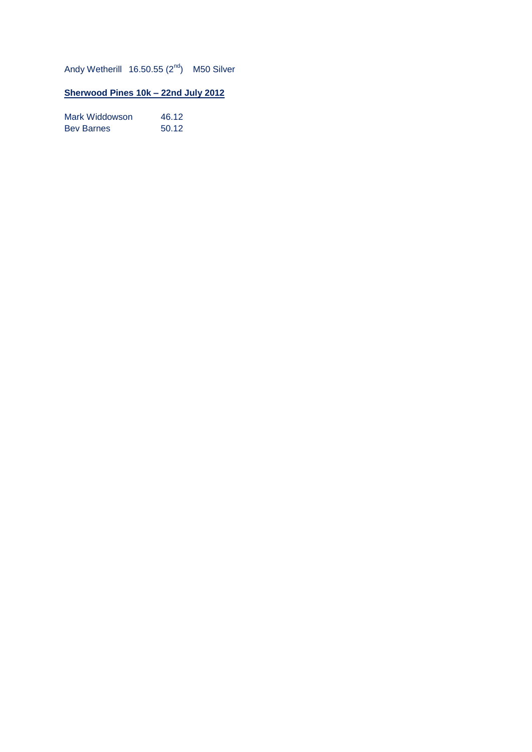Andy Wetherill 16.50.55 (2nd) M50 Silver

**Sherwood Pines 10k – 22nd July 2012**

| | |
|---|---|
| Mark Widdowson | 46.12 |
| Bev Barnes | 50.12 |